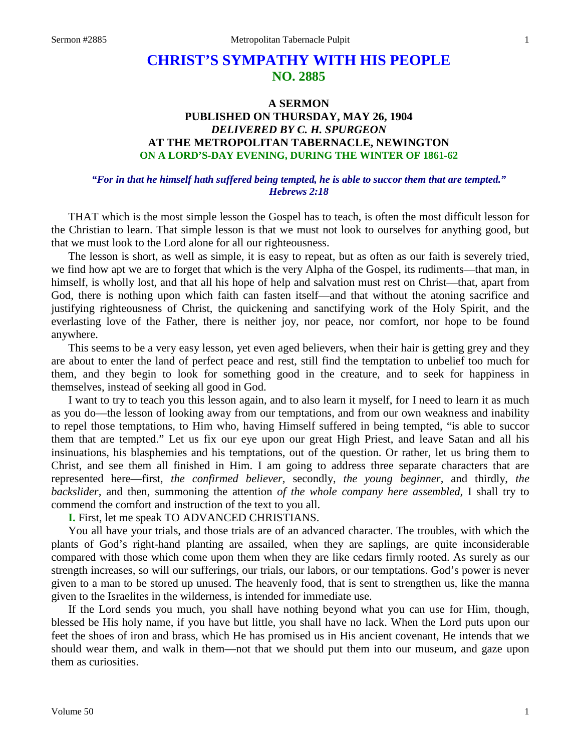# CHRIST'S SYMPATHY WITH HIS PEOPLE
## NO. 2885

### A SERMON
### PUBLISHED ON THURSDAY, MAY 26, 1904
### *DELIVERED BY C. H. SPURGEON*
### AT THE METROPOLITAN TABERNACLE, NEWINGTON
### ON A LORD'S-DAY EVENING, DURING THE WINTER OF 1861-62

***"For in that he himself hath suffered being tempted, he is able to succor them that are tempted." Hebrews 2:18***

THAT which is the most simple lesson the Gospel has to teach, is often the most difficult lesson for the Christian to learn. That simple lesson is that we must not look to ourselves for anything good, but that we must look to the Lord alone for all our righteousness.

The lesson is short, as well as simple, it is easy to repeat, but as often as our faith is severely tried, we find how apt we are to forget that which is the very Alpha of the Gospel, its rudiments—that man, in himself, is wholly lost, and that all his hope of help and salvation must rest on Christ—that, apart from God, there is nothing upon which faith can fasten itself—and that without the atoning sacrifice and justifying righteousness of Christ, the quickening and sanctifying work of the Holy Spirit, and the everlasting love of the Father, there is neither joy, nor peace, nor comfort, nor hope to be found anywhere.

This seems to be a very easy lesson, yet even aged believers, when their hair is getting grey and they are about to enter the land of perfect peace and rest, still find the temptation to unbelief too much for them, and they begin to look for something good in the creature, and to seek for happiness in themselves, instead of seeking all good in God.

I want to try to teach you this lesson again, and to also learn it myself, for I need to learn it as much as you do—the lesson of looking away from our temptations, and from our own weakness and inability to repel those temptations, to Him who, having Himself suffered in being tempted, "is able to succor them that are tempted." Let us fix our eye upon our great High Priest, and leave Satan and all his insinuations, his blasphemies and his temptations, out of the question. Or rather, let us bring them to Christ, and see them all finished in Him. I am going to address three separate characters that are represented here—first, *the confirmed believer,* secondly, *the young beginner,* and thirdly, *the backslider,* and then, summoning the attention *of the whole company here assembled,* I shall try to commend the comfort and instruction of the text to you all.

**I.** First, let me speak TO ADVANCED CHRISTIANS.

You all have your trials, and those trials are of an advanced character. The troubles, with which the plants of God's right-hand planting are assailed, when they are saplings, are quite inconsiderable compared with those which come upon them when they are like cedars firmly rooted. As surely as our strength increases, so will our sufferings, our trials, our labors, or our temptations. God's power is never given to a man to be stored up unused. The heavenly food, that is sent to strengthen us, like the manna given to the Israelites in the wilderness, is intended for immediate use.

If the Lord sends you much, you shall have nothing beyond what you can use for Him, though, blessed be His holy name, if you have but little, you shall have no lack. When the Lord puts upon our feet the shoes of iron and brass, which He has promised us in His ancient covenant, He intends that we should wear them, and walk in them—not that we should put them into our museum, and gaze upon them as curiosities.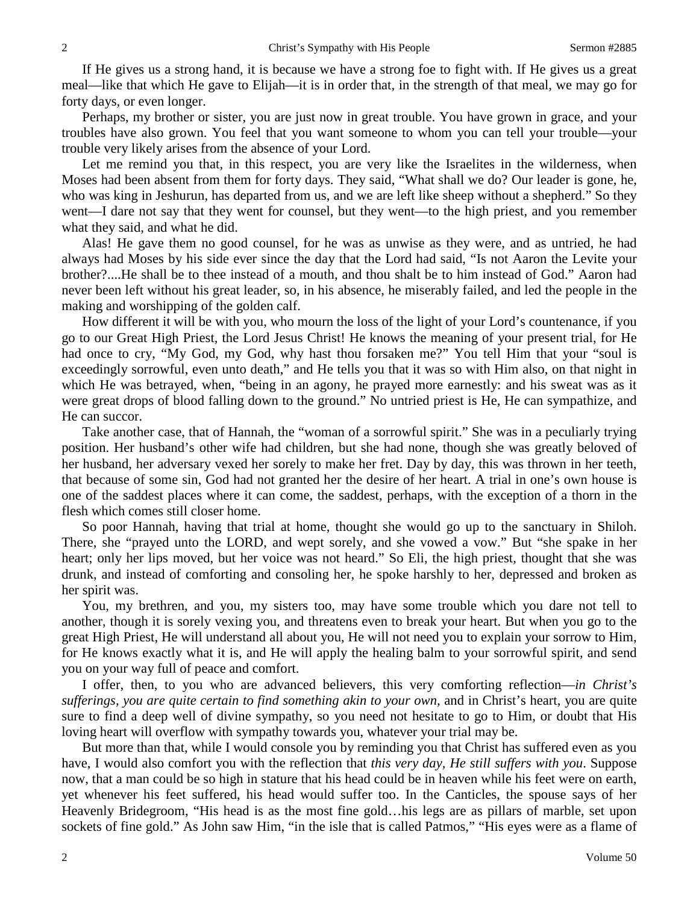If He gives us a strong hand, it is because we have a strong foe to fight with. If He gives us a great meal—like that which He gave to Elijah—it is in order that, in the strength of that meal, we may go for forty days, or even longer.

Perhaps, my brother or sister, you are just now in great trouble. You have grown in grace, and your troubles have also grown. You feel that you want someone to whom you can tell your trouble—your trouble very likely arises from the absence of your Lord.

Let me remind you that, in this respect, you are very like the Israelites in the wilderness, when Moses had been absent from them for forty days. They said, "What shall we do? Our leader is gone, he, who was king in Jeshurun, has departed from us, and we are left like sheep without a shepherd." So they went—I dare not say that they went for counsel, but they went—to the high priest, and you remember what they said, and what he did.

Alas! He gave them no good counsel, for he was as unwise as they were, and as untried, he had always had Moses by his side ever since the day that the Lord had said, "Is not Aaron the Levite your brother?....He shall be to thee instead of a mouth, and thou shalt be to him instead of God." Aaron had never been left without his great leader, so, in his absence, he miserably failed, and led the people in the making and worshipping of the golden calf.

How different it will be with you, who mourn the loss of the light of your Lord's countenance, if you go to our Great High Priest, the Lord Jesus Christ! He knows the meaning of your present trial, for He had once to cry, "My God, my God, why hast thou forsaken me?" You tell Him that your "soul is exceedingly sorrowful, even unto death," and He tells you that it was so with Him also, on that night in which He was betrayed, when, "being in an agony, he prayed more earnestly: and his sweat was as it were great drops of blood falling down to the ground." No untried priest is He, He can sympathize, and He can succor.

Take another case, that of Hannah, the "woman of a sorrowful spirit." She was in a peculiarly trying position. Her husband's other wife had children, but she had none, though she was greatly beloved of her husband, her adversary vexed her sorely to make her fret. Day by day, this was thrown in her teeth, that because of some sin, God had not granted her the desire of her heart. A trial in one's own house is one of the saddest places where it can come, the saddest, perhaps, with the exception of a thorn in the flesh which comes still closer home.

So poor Hannah, having that trial at home, thought she would go up to the sanctuary in Shiloh. There, she "prayed unto the LORD, and wept sorely, and she vowed a vow." But "she spake in her heart; only her lips moved, but her voice was not heard." So Eli, the high priest, thought that she was drunk, and instead of comforting and consoling her, he spoke harshly to her, depressed and broken as her spirit was.

You, my brethren, and you, my sisters too, may have some trouble which you dare not tell to another, though it is sorely vexing you, and threatens even to break your heart. But when you go to the great High Priest, He will understand all about you, He will not need you to explain your sorrow to Him, for He knows exactly what it is, and He will apply the healing balm to your sorrowful spirit, and send you on your way full of peace and comfort.

I offer, then, to you who are advanced believers, this very comforting reflection—*in Christ's sufferings, you are quite certain to find something akin to your own,* and in Christ's heart, you are quite sure to find a deep well of divine sympathy, so you need not hesitate to go to Him, or doubt that His loving heart will overflow with sympathy towards you, whatever your trial may be.

But more than that, while I would console you by reminding you that Christ has suffered even as you have, I would also comfort you with the reflection that *this very day, He still suffers with you*. Suppose now, that a man could be so high in stature that his head could be in heaven while his feet were on earth, yet whenever his feet suffered, his head would suffer too. In the Canticles, the spouse says of her Heavenly Bridegroom, "His head is as the most fine gold…his legs are as pillars of marble, set upon sockets of fine gold." As John saw Him, "in the isle that is called Patmos," "His eyes were as a flame of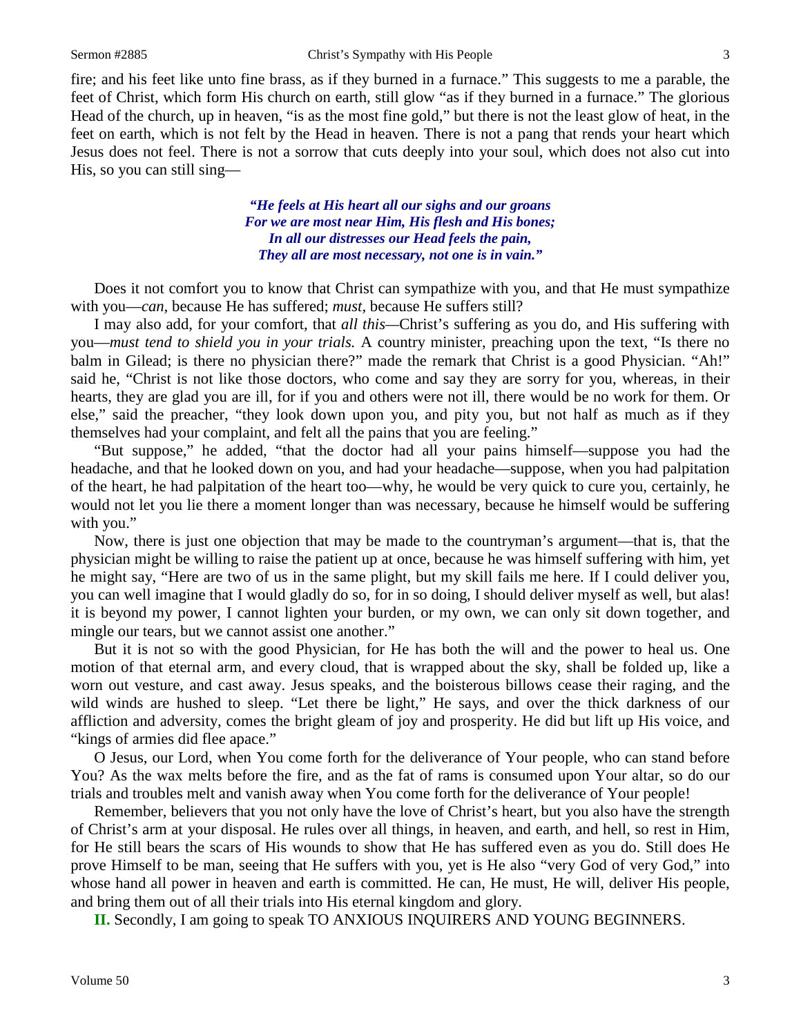fire; and his feet like unto fine brass, as if they burned in a furnace." This suggests to me a parable, the feet of Christ, which form His church on earth, still glow "as if they burned in a furnace." The glorious Head of the church, up in heaven, "is as the most fine gold," but there is not the least glow of heat, in the feet on earth, which is not felt by the Head in heaven. There is not a pang that rends your heart which Jesus does not feel. There is not a sorrow that cuts deeply into your soul, which does not also cut into His, so you can still sing—

> ***"He feels at His heart all our sighs and our groans***
> ***For we are most near Him, His flesh and His bones;***
> ***In all our distresses our Head feels the pain,***
> ***They all are most necessary, not one is in vain."***

Does it not comfort you to know that Christ can sympathize with you, and that He must sympathize with you—*can,* because He has suffered; *must,* because He suffers still?

I may also add, for your comfort, that *all this*—Christ's suffering as you do, and His suffering with you—*must tend to shield you in your trials.* A country minister, preaching upon the text, "Is there no balm in Gilead; is there no physician there?" made the remark that Christ is a good Physician. "Ah!" said he, "Christ is not like those doctors, who come and say they are sorry for you, whereas, in their hearts, they are glad you are ill, for if you and others were not ill, there would be no work for them. Or else," said the preacher, "they look down upon you, and pity you, but not half as much as if they themselves had your complaint, and felt all the pains that you are feeling."

"But suppose," he added, "that the doctor had all your pains himself—suppose you had the headache, and that he looked down on you, and had your headache—suppose, when you had palpitation of the heart, he had palpitation of the heart too—why, he would be very quick to cure you, certainly, he would not let you lie there a moment longer than was necessary, because he himself would be suffering with you."

Now, there is just one objection that may be made to the countryman's argument—that is, that the physician might be willing to raise the patient up at once, because he was himself suffering with him, yet he might say, "Here are two of us in the same plight, but my skill fails me here. If I could deliver you, you can well imagine that I would gladly do so, for in so doing, I should deliver myself as well, but alas! it is beyond my power, I cannot lighten your burden, or my own, we can only sit down together, and mingle our tears, but we cannot assist one another."

But it is not so with the good Physician, for He has both the will and the power to heal us. One motion of that eternal arm, and every cloud, that is wrapped about the sky, shall be folded up, like a worn out vesture, and cast away. Jesus speaks, and the boisterous billows cease their raging, and the wild winds are hushed to sleep. "Let there be light," He says, and over the thick darkness of our affliction and adversity, comes the bright gleam of joy and prosperity. He did but lift up His voice, and "kings of armies did flee apace."

O Jesus, our Lord, when You come forth for the deliverance of Your people, who can stand before You? As the wax melts before the fire, and as the fat of rams is consumed upon Your altar, so do our trials and troubles melt and vanish away when You come forth for the deliverance of Your people!

Remember, believers that you not only have the love of Christ's heart, but you also have the strength of Christ's arm at your disposal. He rules over all things, in heaven, and earth, and hell, so rest in Him, for He still bears the scars of His wounds to show that He has suffered even as you do. Still does He prove Himself to be man, seeing that He suffers with you, yet is He also "very God of very God," into whose hand all power in heaven and earth is committed. He can, He must, He will, deliver His people, and bring them out of all their trials into His eternal kingdom and glory.

**II.** Secondly, I am going to speak TO ANXIOUS INQUIRERS AND YOUNG BEGINNERS.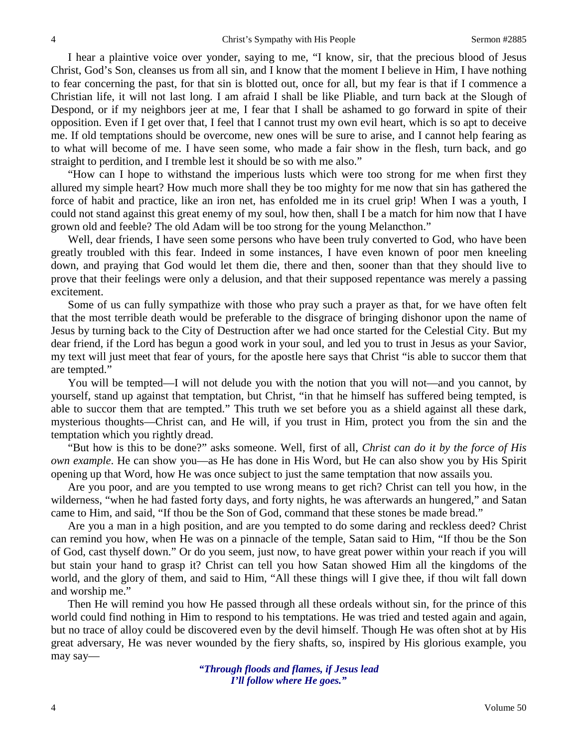I hear a plaintive voice over yonder, saying to me, "I know, sir, that the precious blood of Jesus Christ, God's Son, cleanses us from all sin, and I know that the moment I believe in Him, I have nothing to fear concerning the past, for that sin is blotted out, once for all, but my fear is that if I commence a Christian life, it will not last long. I am afraid I shall be like Pliable, and turn back at the Slough of Despond, or if my neighbors jeer at me, I fear that I shall be ashamed to go forward in spite of their opposition. Even if I get over that, I feel that I cannot trust my own evil heart, which is so apt to deceive me. If old temptations should be overcome, new ones will be sure to arise, and I cannot help fearing as to what will become of me. I have seen some, who made a fair show in the flesh, turn back, and go straight to perdition, and I tremble lest it should be so with me also."

"How can I hope to withstand the imperious lusts which were too strong for me when first they allured my simple heart? How much more shall they be too mighty for me now that sin has gathered the force of habit and practice, like an iron net, has enfolded me in its cruel grip! When I was a youth, I could not stand against this great enemy of my soul, how then, shall I be a match for him now that I have grown old and feeble? The old Adam will be too strong for the young Melancthon."

Well, dear friends, I have seen some persons who have been truly converted to God, who have been greatly troubled with this fear. Indeed in some instances, I have even known of poor men kneeling down, and praying that God would let them die, there and then, sooner than that they should live to prove that their feelings were only a delusion, and that their supposed repentance was merely a passing excitement.

Some of us can fully sympathize with those who pray such a prayer as that, for we have often felt that the most terrible death would be preferable to the disgrace of bringing dishonor upon the name of Jesus by turning back to the City of Destruction after we had once started for the Celestial City. But my dear friend, if the Lord has begun a good work in your soul, and led you to trust in Jesus as your Savior, my text will just meet that fear of yours, for the apostle here says that Christ "is able to succor them that are tempted."

You will be tempted—I will not delude you with the notion that you will not—and you cannot, by yourself, stand up against that temptation, but Christ, "in that he himself has suffered being tempted, is able to succor them that are tempted." This truth we set before you as a shield against all these dark, mysterious thoughts—Christ can, and He will, if you trust in Him, protect you from the sin and the temptation which you rightly dread.

"But how is this to be done?" asks someone. Well, first of all, *Christ can do it by the force of His own example*. He can show you—as He has done in His Word, but He can also show you by His Spirit opening up that Word, how He was once subject to just the same temptation that now assails you.

Are you poor, and are you tempted to use wrong means to get rich? Christ can tell you how, in the wilderness, "when he had fasted forty days, and forty nights, he was afterwards an hungered," and Satan came to Him, and said, "If thou be the Son of God, command that these stones be made bread."

Are you a man in a high position, and are you tempted to do some daring and reckless deed? Christ can remind you how, when He was on a pinnacle of the temple, Satan said to Him, "If thou be the Son of God, cast thyself down." Or do you seem, just now, to have great power within your reach if you will but stain your hand to grasp it? Christ can tell you how Satan showed Him all the kingdoms of the world, and the glory of them, and said to Him, "All these things will I give thee, if thou wilt fall down and worship me."

Then He will remind you how He passed through all these ordeals without sin, for the prince of this world could find nothing in Him to respond to his temptations. He was tried and tested again and again, but no trace of alloy could be discovered even by the devil himself. Though He was often shot at by His great adversary, He was never wounded by the fiery shafts, so, inspired by His glorious example, you may say—

> ***"Through floods and flames, if Jesus lead***
> ***I'll follow where He goes."***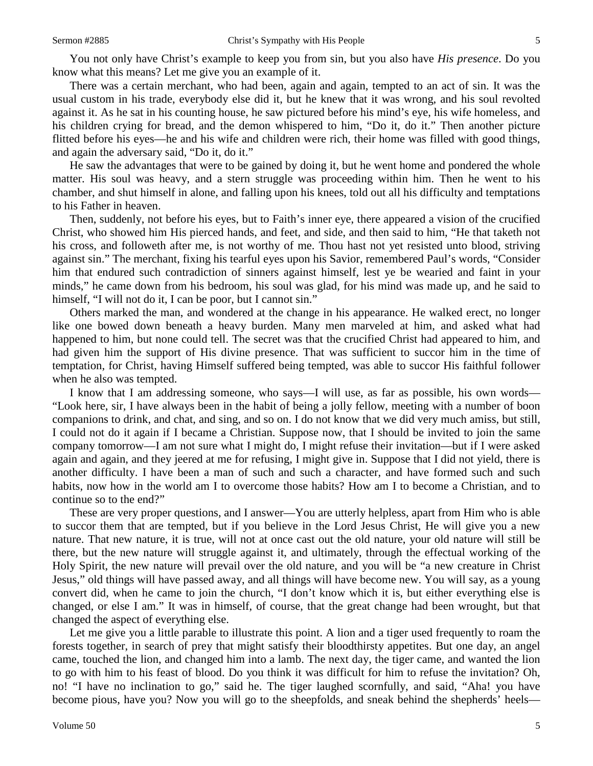You not only have Christ's example to keep you from sin, but you also have *His presence*. Do you know what this means? Let me give you an example of it.

There was a certain merchant, who had been, again and again, tempted to an act of sin. It was the usual custom in his trade, everybody else did it, but he knew that it was wrong, and his soul revolted against it. As he sat in his counting house, he saw pictured before his mind's eye, his wife homeless, and his children crying for bread, and the demon whispered to him, "Do it, do it." Then another picture flitted before his eyes—he and his wife and children were rich, their home was filled with good things, and again the adversary said, "Do it, do it."

He saw the advantages that were to be gained by doing it, but he went home and pondered the whole matter. His soul was heavy, and a stern struggle was proceeding within him. Then he went to his chamber, and shut himself in alone, and falling upon his knees, told out all his difficulty and temptations to his Father in heaven.

Then, suddenly, not before his eyes, but to Faith's inner eye, there appeared a vision of the crucified Christ, who showed him His pierced hands, and feet, and side, and then said to him, "He that taketh not his cross, and followeth after me, is not worthy of me. Thou hast not yet resisted unto blood, striving against sin." The merchant, fixing his tearful eyes upon his Savior, remembered Paul's words, "Consider him that endured such contradiction of sinners against himself, lest ye be wearied and faint in your minds," he came down from his bedroom, his soul was glad, for his mind was made up, and he said to himself, "I will not do it, I can be poor, but I cannot sin."

Others marked the man, and wondered at the change in his appearance. He walked erect, no longer like one bowed down beneath a heavy burden. Many men marveled at him, and asked what had happened to him, but none could tell. The secret was that the crucified Christ had appeared to him, and had given him the support of His divine presence. That was sufficient to succor him in the time of temptation, for Christ, having Himself suffered being tempted, was able to succor His faithful follower when he also was tempted.

I know that I am addressing someone, who says—I will use, as far as possible, his own words—"Look here, sir, I have always been in the habit of being a jolly fellow, meeting with a number of boon companions to drink, and chat, and sing, and so on. I do not know that we did very much amiss, but still, I could not do it again if I became a Christian. Suppose now, that I should be invited to join the same company tomorrow—I am not sure what I might do, I might refuse their invitation—but if I were asked again and again, and they jeered at me for refusing, I might give in. Suppose that I did not yield, there is another difficulty. I have been a man of such and such a character, and have formed such and such habits, now how in the world am I to overcome those habits? How am I to become a Christian, and to continue so to the end?"

These are very proper questions, and I answer—You are utterly helpless, apart from Him who is able to succor them that are tempted, but if you believe in the Lord Jesus Christ, He will give you a new nature. That new nature, it is true, will not at once cast out the old nature, your old nature will still be there, but the new nature will struggle against it, and ultimately, through the effectual working of the Holy Spirit, the new nature will prevail over the old nature, and you will be "a new creature in Christ Jesus," old things will have passed away, and all things will have become new. You will say, as a young convert did, when he came to join the church, "I don't know which it is, but either everything else is changed, or else I am." It was in himself, of course, that the great change had been wrought, but that changed the aspect of everything else.

Let me give you a little parable to illustrate this point. A lion and a tiger used frequently to roam the forests together, in search of prey that might satisfy their bloodthirsty appetites. But one day, an angel came, touched the lion, and changed him into a lamb. The next day, the tiger came, and wanted the lion to go with him to his feast of blood. Do you think it was difficult for him to refuse the invitation? Oh, no! "I have no inclination to go," said he. The tiger laughed scornfully, and said, "Aha! you have become pious, have you? Now you will go to the sheepfolds, and sneak behind the shepherds' heels—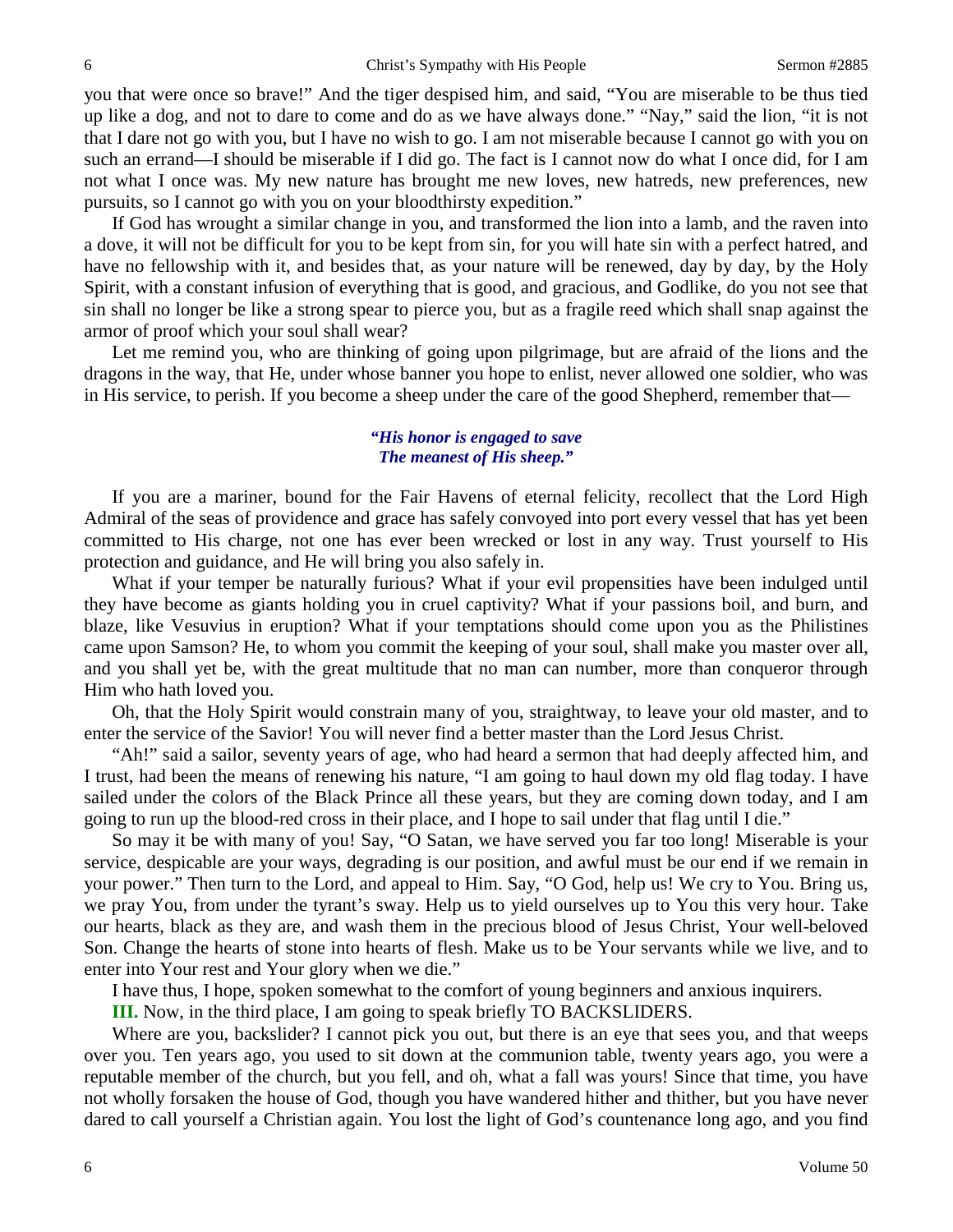you that were once so brave!" And the tiger despised him, and said, "You are miserable to be thus tied up like a dog, and not to dare to come and do as we have always done." "Nay," said the lion, "it is not that I dare not go with you, but I have no wish to go. I am not miserable because I cannot go with you on such an errand—I should be miserable if I did go. The fact is I cannot now do what I once did, for I am not what I once was. My new nature has brought me new loves, new hatreds, new preferences, new pursuits, so I cannot go with you on your bloodthirsty expedition."

If God has wrought a similar change in you, and transformed the lion into a lamb, and the raven into a dove, it will not be difficult for you to be kept from sin, for you will hate sin with a perfect hatred, and have no fellowship with it, and besides that, as your nature will be renewed, day by day, by the Holy Spirit, with a constant infusion of everything that is good, and gracious, and Godlike, do you not see that sin shall no longer be like a strong spear to pierce you, but as a fragile reed which shall snap against the armor of proof which your soul shall wear?

Let me remind you, who are thinking of going upon pilgrimage, but are afraid of the lions and the dragons in the way, that He, under whose banner you hope to enlist, never allowed one soldier, who was in His service, to perish. If you become a sheep under the care of the good Shepherd, remember that—

*"His honor is engaged to save*
*The meanest of His sheep."*

If you are a mariner, bound for the Fair Havens of eternal felicity, recollect that the Lord High Admiral of the seas of providence and grace has safely convoyed into port every vessel that has yet been committed to His charge, not one has ever been wrecked or lost in any way. Trust yourself to His protection and guidance, and He will bring you also safely in.

What if your temper be naturally furious? What if your evil propensities have been indulged until they have become as giants holding you in cruel captivity? What if your passions boil, and burn, and blaze, like Vesuvius in eruption? What if your temptations should come upon you as the Philistines came upon Samson? He, to whom you commit the keeping of your soul, shall make you master over all, and you shall yet be, with the great multitude that no man can number, more than conqueror through Him who hath loved you.

Oh, that the Holy Spirit would constrain many of you, straightway, to leave your old master, and to enter the service of the Savior! You will never find a better master than the Lord Jesus Christ.

"Ah!" said a sailor, seventy years of age, who had heard a sermon that had deeply affected him, and I trust, had been the means of renewing his nature, "I am going to haul down my old flag today. I have sailed under the colors of the Black Prince all these years, but they are coming down today, and I am going to run up the blood-red cross in their place, and I hope to sail under that flag until I die."

So may it be with many of you! Say, "O Satan, we have served you far too long! Miserable is your service, despicable are your ways, degrading is our position, and awful must be our end if we remain in your power." Then turn to the Lord, and appeal to Him. Say, "O God, help us! We cry to You. Bring us, we pray You, from under the tyrant's sway. Help us to yield ourselves up to You this very hour. Take our hearts, black as they are, and wash them in the precious blood of Jesus Christ, Your well-beloved Son. Change the hearts of stone into hearts of flesh. Make us to be Your servants while we live, and to enter into Your rest and Your glory when we die."

I have thus, I hope, spoken somewhat to the comfort of young beginners and anxious inquirers.

**III.** Now, in the third place, I am going to speak briefly TO BACKSLIDERS.

Where are you, backslider? I cannot pick you out, but there is an eye that sees you, and that weeps over you. Ten years ago, you used to sit down at the communion table, twenty years ago, you were a reputable member of the church, but you fell, and oh, what a fall was yours! Since that time, you have not wholly forsaken the house of God, though you have wandered hither and thither, but you have never dared to call yourself a Christian again. You lost the light of God's countenance long ago, and you find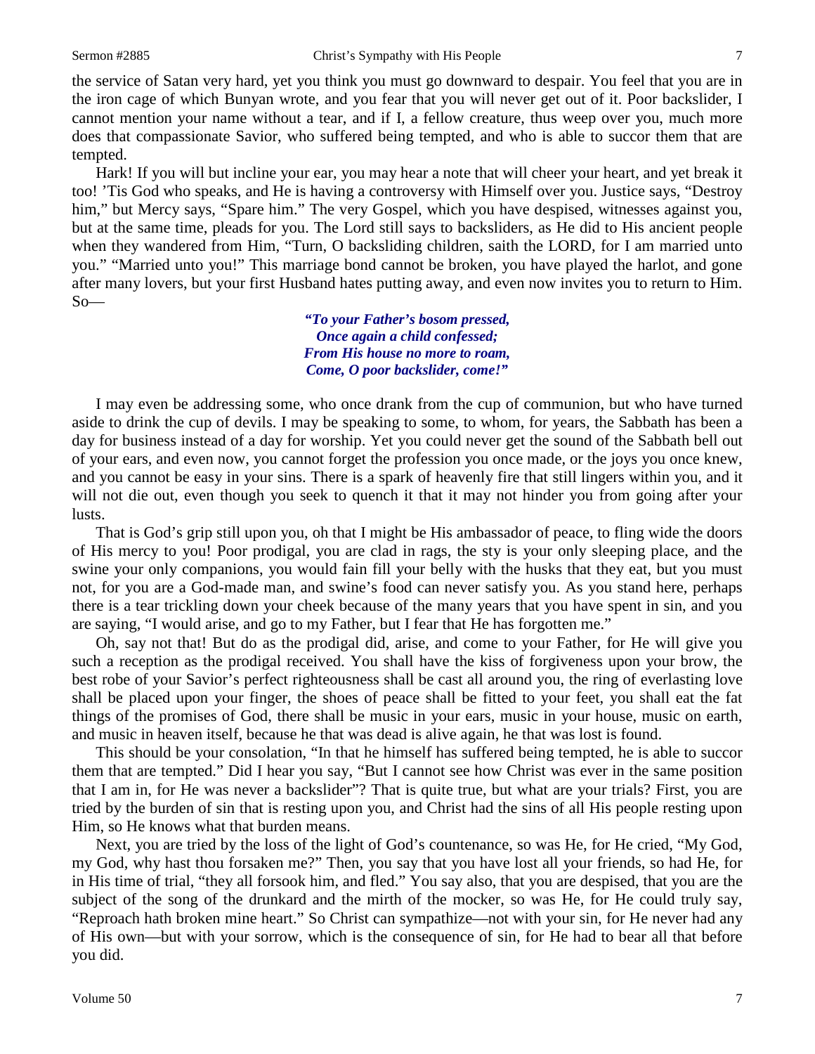the service of Satan very hard, yet you think you must go downward to despair. You feel that you are in the iron cage of which Bunyan wrote, and you fear that you will never get out of it. Poor backslider, I cannot mention your name without a tear, and if I, a fellow creature, thus weep over you, much more does that compassionate Savior, who suffered being tempted, and who is able to succor them that are tempted.

Hark! If you will but incline your ear, you may hear a note that will cheer your heart, and yet break it too! 'Tis God who speaks, and He is having a controversy with Himself over you. Justice says, "Destroy him," but Mercy says, "Spare him." The very Gospel, which you have despised, witnesses against you, but at the same time, pleads for you. The Lord still says to backsliders, as He did to His ancient people when they wandered from Him, "Turn, O backsliding children, saith the LORD, for I am married unto you." "Married unto you!" This marriage bond cannot be broken, you have played the harlot, and gone after many lovers, but your first Husband hates putting away, and even now invites you to return to Him. So—

> ***"To your Father's bosom pressed,***
> ***Once again a child confessed;***
> ***From His house no more to roam,***
> ***Come, O poor backslider, come!"***

I may even be addressing some, who once drank from the cup of communion, but who have turned aside to drink the cup of devils. I may be speaking to some, to whom, for years, the Sabbath has been a day for business instead of a day for worship. Yet you could never get the sound of the Sabbath bell out of your ears, and even now, you cannot forget the profession you once made, or the joys you once knew, and you cannot be easy in your sins. There is a spark of heavenly fire that still lingers within you, and it will not die out, even though you seek to quench it that it may not hinder you from going after your lusts.

That is God's grip still upon you, oh that I might be His ambassador of peace, to fling wide the doors of His mercy to you! Poor prodigal, you are clad in rags, the sty is your only sleeping place, and the swine your only companions, you would fain fill your belly with the husks that they eat, but you must not, for you are a God-made man, and swine's food can never satisfy you. As you stand here, perhaps there is a tear trickling down your cheek because of the many years that you have spent in sin, and you are saying, "I would arise, and go to my Father, but I fear that He has forgotten me."

Oh, say not that! But do as the prodigal did, arise, and come to your Father, for He will give you such a reception as the prodigal received. You shall have the kiss of forgiveness upon your brow, the best robe of your Savior's perfect righteousness shall be cast all around you, the ring of everlasting love shall be placed upon your finger, the shoes of peace shall be fitted to your feet, you shall eat the fat things of the promises of God, there shall be music in your ears, music in your house, music on earth, and music in heaven itself, because he that was dead is alive again, he that was lost is found.

This should be your consolation, "In that he himself has suffered being tempted, he is able to succor them that are tempted." Did I hear you say, "But I cannot see how Christ was ever in the same position that I am in, for He was never a backslider"? That is quite true, but what are your trials? First, you are tried by the burden of sin that is resting upon you, and Christ had the sins of all His people resting upon Him, so He knows what that burden means.

Next, you are tried by the loss of the light of God's countenance, so was He, for He cried, "My God, my God, why hast thou forsaken me?" Then, you say that you have lost all your friends, so had He, for in His time of trial, "they all forsook him, and fled." You say also, that you are despised, that you are the subject of the song of the drunkard and the mirth of the mocker, so was He, for He could truly say, "Reproach hath broken mine heart." So Christ can sympathize—not with your sin, for He never had any of His own—but with your sorrow, which is the consequence of sin, for He had to bear all that before you did.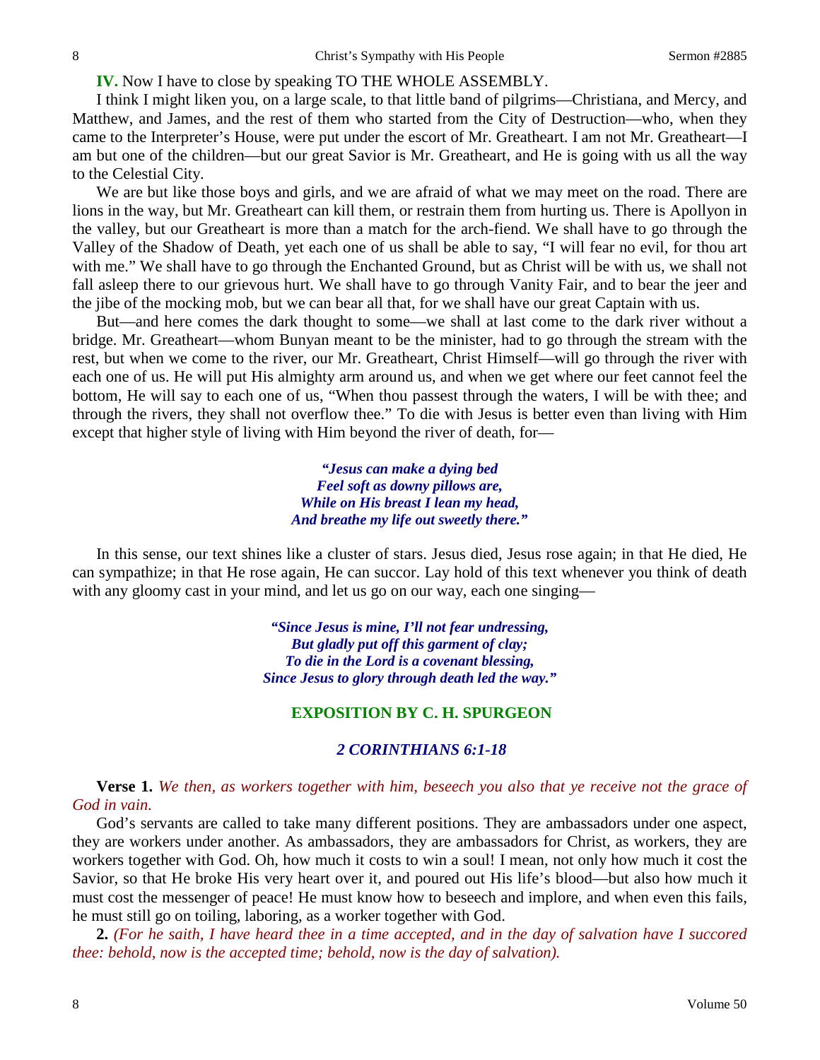**IV.** Now I have to close by speaking TO THE WHOLE ASSEMBLY.

I think I might liken you, on a large scale, to that little band of pilgrims—Christiana, and Mercy, and Matthew, and James, and the rest of them who started from the City of Destruction—who, when they came to the Interpreter's House, were put under the escort of Mr. Greatheart. I am not Mr. Greatheart—I am but one of the children—but our great Savior is Mr. Greatheart, and He is going with us all the way to the Celestial City.

We are but like those boys and girls, and we are afraid of what we may meet on the road. There are lions in the way, but Mr. Greatheart can kill them, or restrain them from hurting us. There is Apollyon in the valley, but our Greatheart is more than a match for the arch-fiend. We shall have to go through the Valley of the Shadow of Death, yet each one of us shall be able to say, "I will fear no evil, for thou art with me." We shall have to go through the Enchanted Ground, but as Christ will be with us, we shall not fall asleep there to our grievous hurt. We shall have to go through Vanity Fair, and to bear the jeer and the jibe of the mocking mob, but we can bear all that, for we shall have our great Captain with us.

But—and here comes the dark thought to some—we shall at last come to the dark river without a bridge. Mr. Greatheart—whom Bunyan meant to be the minister, had to go through the stream with the rest, but when we come to the river, our Mr. Greatheart, Christ Himself—will go through the river with each one of us. He will put His almighty arm around us, and when we get where our feet cannot feel the bottom, He will say to each one of us, "When thou passest through the waters, I will be with thee; and through the rivers, they shall not overflow thee." To die with Jesus is better even than living with Him except that higher style of living with Him beyond the river of death, for—

> ***"Jesus can make a dying bed***
> ***Feel soft as downy pillows are,***
> ***While on His breast I lean my head,***
> ***And breathe my life out sweetly there."***

In this sense, our text shines like a cluster of stars. Jesus died, Jesus rose again; in that He died, He can sympathize; in that He rose again, He can succor. Lay hold of this text whenever you think of death with any gloomy cast in your mind, and let us go on our way, each one singing—

> ***"Since Jesus is mine, I'll not fear undressing,***
> ***But gladly put off this garment of clay;***
> ***To die in the Lord is a covenant blessing,***
> ***Since Jesus to glory through death led the way."***

## EXPOSITION BY C. H. SPURGEON

### *2 CORINTHIANS 6:1-18*

**Verse 1.** *We then, as workers together with him, beseech you also that ye receive not the grace of God in vain.*

God's servants are called to take many different positions. They are ambassadors under one aspect, they are workers under another. As ambassadors, they are ambassadors for Christ, as workers, they are workers together with God. Oh, how much it costs to win a soul! I mean, not only how much it cost the Savior, so that He broke His very heart over it, and poured out His life's blood—but also how much it must cost the messenger of peace! He must know how to beseech and implore, and when even this fails, he must still go on toiling, laboring, as a worker together with God.

**2.** *(For he saith, I have heard thee in a time accepted, and in the day of salvation have I succored thee: behold, now is the accepted time; behold, now is the day of salvation).*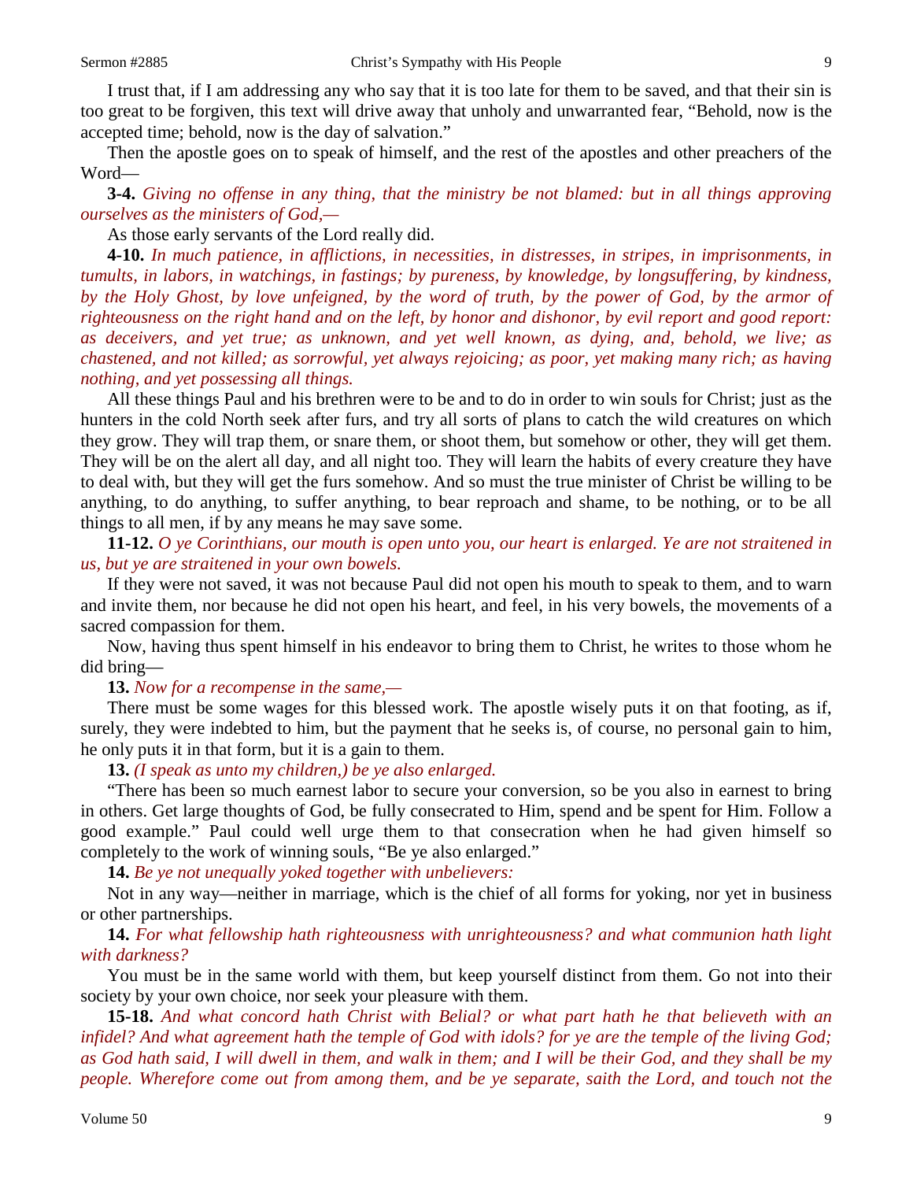I trust that, if I am addressing any who say that it is too late for them to be saved, and that their sin is too great to be forgiven, this text will drive away that unholy and unwarranted fear, "Behold, now is the accepted time; behold, now is the day of salvation."

Then the apostle goes on to speak of himself, and the rest of the apostles and other preachers of the Word—

**3-4.** *Giving no offense in any thing, that the ministry be not blamed: but in all things approving ourselves as the ministers of God,—*

As those early servants of the Lord really did.

**4-10.** *In much patience, in afflictions, in necessities, in distresses, in stripes, in imprisonments, in tumults, in labors, in watchings, in fastings; by pureness, by knowledge, by longsuffering, by kindness, by the Holy Ghost, by love unfeigned, by the word of truth, by the power of God, by the armor of righteousness on the right hand and on the left, by honor and dishonor, by evil report and good report: as deceivers, and yet true; as unknown, and yet well known, as dying, and, behold, we live; as chastened, and not killed; as sorrowful, yet always rejoicing; as poor, yet making many rich; as having nothing, and yet possessing all things.*

All these things Paul and his brethren were to be and to do in order to win souls for Christ; just as the hunters in the cold North seek after furs, and try all sorts of plans to catch the wild creatures on which they grow. They will trap them, or snare them, or shoot them, but somehow or other, they will get them. They will be on the alert all day, and all night too. They will learn the habits of every creature they have to deal with, but they will get the furs somehow. And so must the true minister of Christ be willing to be anything, to do anything, to suffer anything, to bear reproach and shame, to be nothing, or to be all things to all men, if by any means he may save some.

**11-12.** *O ye Corinthians, our mouth is open unto you, our heart is enlarged. Ye are not straitened in us, but ye are straitened in your own bowels.*

If they were not saved, it was not because Paul did not open his mouth to speak to them, and to warn and invite them, nor because he did not open his heart, and feel, in his very bowels, the movements of a sacred compassion for them.

Now, having thus spent himself in his endeavor to bring them to Christ, he writes to those whom he did bring—

**13.** *Now for a recompense in the same,—*

There must be some wages for this blessed work. The apostle wisely puts it on that footing, as if, surely, they were indebted to him, but the payment that he seeks is, of course, no personal gain to him, he only puts it in that form, but it is a gain to them.

**13.** *(I speak as unto my children,) be ye also enlarged.*

"There has been so much earnest labor to secure your conversion, so be you also in earnest to bring in others. Get large thoughts of God, be fully consecrated to Him, spend and be spent for Him. Follow a good example." Paul could well urge them to that consecration when he had given himself so completely to the work of winning souls, "Be ye also enlarged."

**14.** *Be ye not unequally yoked together with unbelievers:*

Not in any way—neither in marriage, which is the chief of all forms for yoking, nor yet in business or other partnerships.

**14.** *For what fellowship hath righteousness with unrighteousness? and what communion hath light with darkness?*

You must be in the same world with them, but keep yourself distinct from them. Go not into their society by your own choice, nor seek your pleasure with them.

**15-18.** *And what concord hath Christ with Belial? or what part hath he that believeth with an infidel? And what agreement hath the temple of God with idols? for ye are the temple of the living God; as God hath said, I will dwell in them, and walk in them; and I will be their God, and they shall be my people. Wherefore come out from among them, and be ye separate, saith the Lord, and touch not the*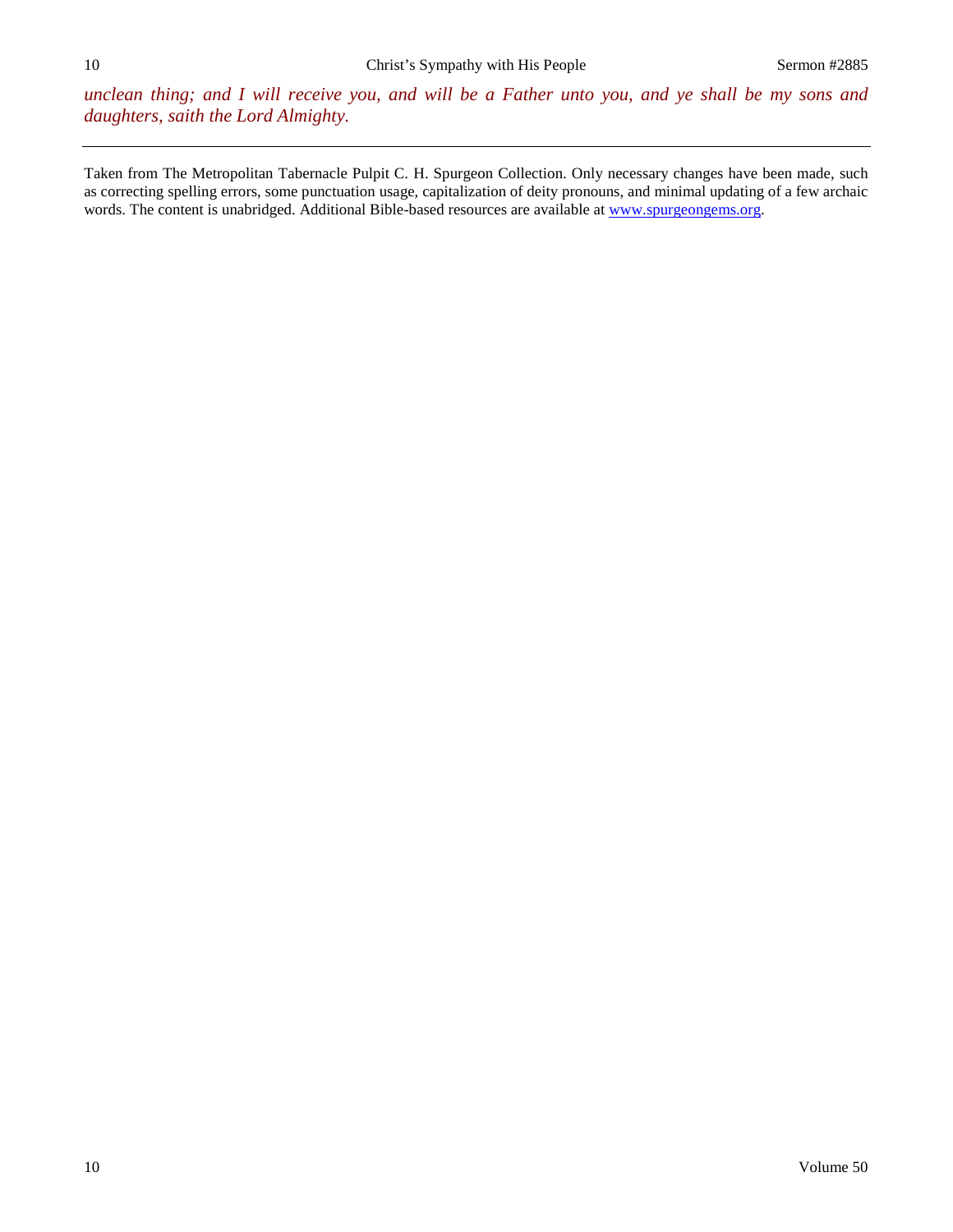*unclean thing; and I will receive you, and will be a Father unto you, and ye shall be my sons and daughters, saith the Lord Almighty.*

---

Taken from The Metropolitan Tabernacle Pulpit C. H. Spurgeon Collection. Only necessary changes have been made, such as correcting spelling errors, some punctuation usage, capitalization of deity pronouns, and minimal updating of a few archaic words. The content is unabridged. Additional Bible-based resources are available at www.spurgeongems.org.